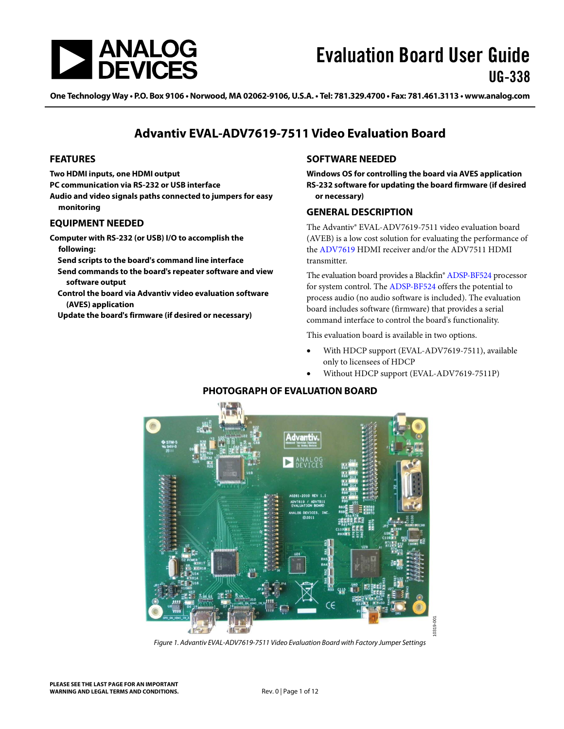# Evaluation Board User Guide

## UG-338

One Technology Way • P.O. Box 9106 • Norwood, MA 02062-9106, U.S.A. • Tel: 781.329.4700 • Fax: 781.461.3113 • www.analog.com

# Advantiv EVAL-ADV7619-7511 Video Evaluation Board

## FEATURES

**Two HDMI inputs, one HDMI output**
**PC communication via RS-232 or USB interface**
**Audio and video signals paths connected to jumpers for easy monitoring**

## EQUIPMENT NEEDED

**Computer with RS-232 (or USB) I/O to accomplish the following:**

- **Send scripts to the board's command line interface**
- **Send commands to the board's repeater software and view software output**
- **Control the board via Advantiv video evaluation software (AVES) application**
- **Update the board's firmware (if desired or necessary)**

## SOFTWARE NEEDED

**Windows OS for controlling the board via AVES application**
**RS-232 software for updating the board firmware (if desired or necessary)**

## GENERAL DESCRIPTION

The Advantiv® EVAL-ADV7619-7511 video evaluation board (AVEB) is a low cost solution for evaluating the performance of the ADV7619 HDMI receiver and/or the ADV7511 HDMI transmitter.

The evaluation board provides a Blackfin® ADSP-BF524 processor for system control. The ADSP-BF524 offers the potential to process audio (no audio software is included). The evaluation board includes software (firmware) that provides a serial command interface to control the board's functionality.

This evaluation board is available in two options.

- With HDCP support (EVAL-ADV7619-7511), available only to licensees of HDCP
- Without HDCP support (EVAL-ADV7619-7511P)

## PHOTOGRAPH OF EVALUATION BOARD

*Figure 1. Advantiv EVAL-ADV7619-7511 Video Evaluation Board with Factory Jumper Settings*

**PLEASE SEE THE LAST PAGE FOR AN IMPORTANT WARNING AND LEGAL TERMS AND CONDITIONS.**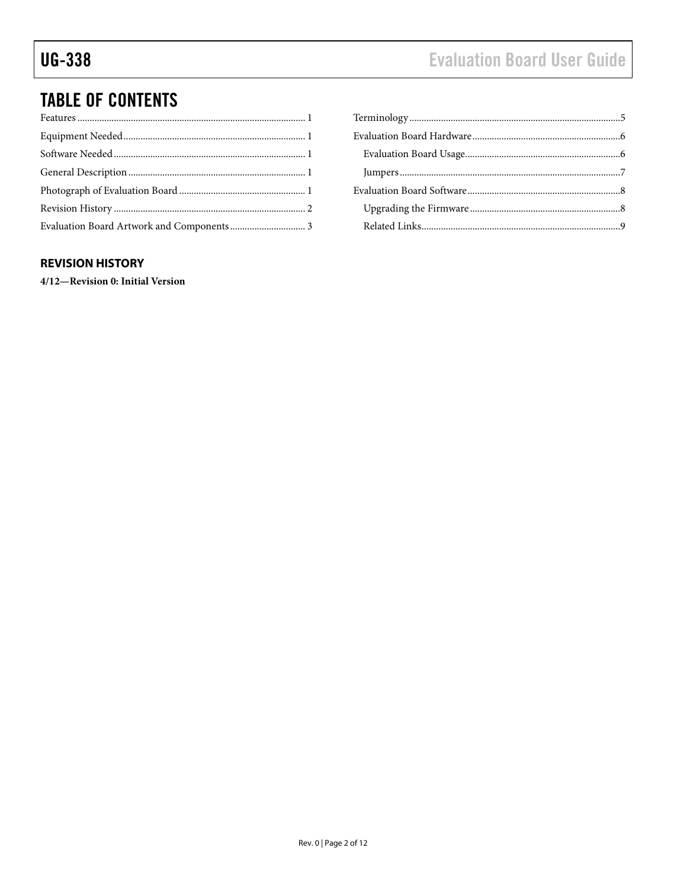## TABLE OF CONTENTS

Features .............................................................................................. 1
Equipment Needed.......................................................................... 1
Software Needed .............................................................................. 1
General Description ........................................................................ 1
Photograph of Evaluation Board ................................................... 1
Revision History .............................................................................. 2
Evaluation Board Artwork and Components ............................... 3
Terminology ...................................................................................... 5
Evaluation Board Hardware ............................................................ 6
  Evaluation Board Usage ................................................................ 6
  Jumpers .......................................................................................... 7
Evaluation Board Software .............................................................. 8
  Upgrading the Firmware ............................................................. 8
  Related Links ................................................................................. 9

### REVISION HISTORY

**4/12—Revision 0: Initial Version**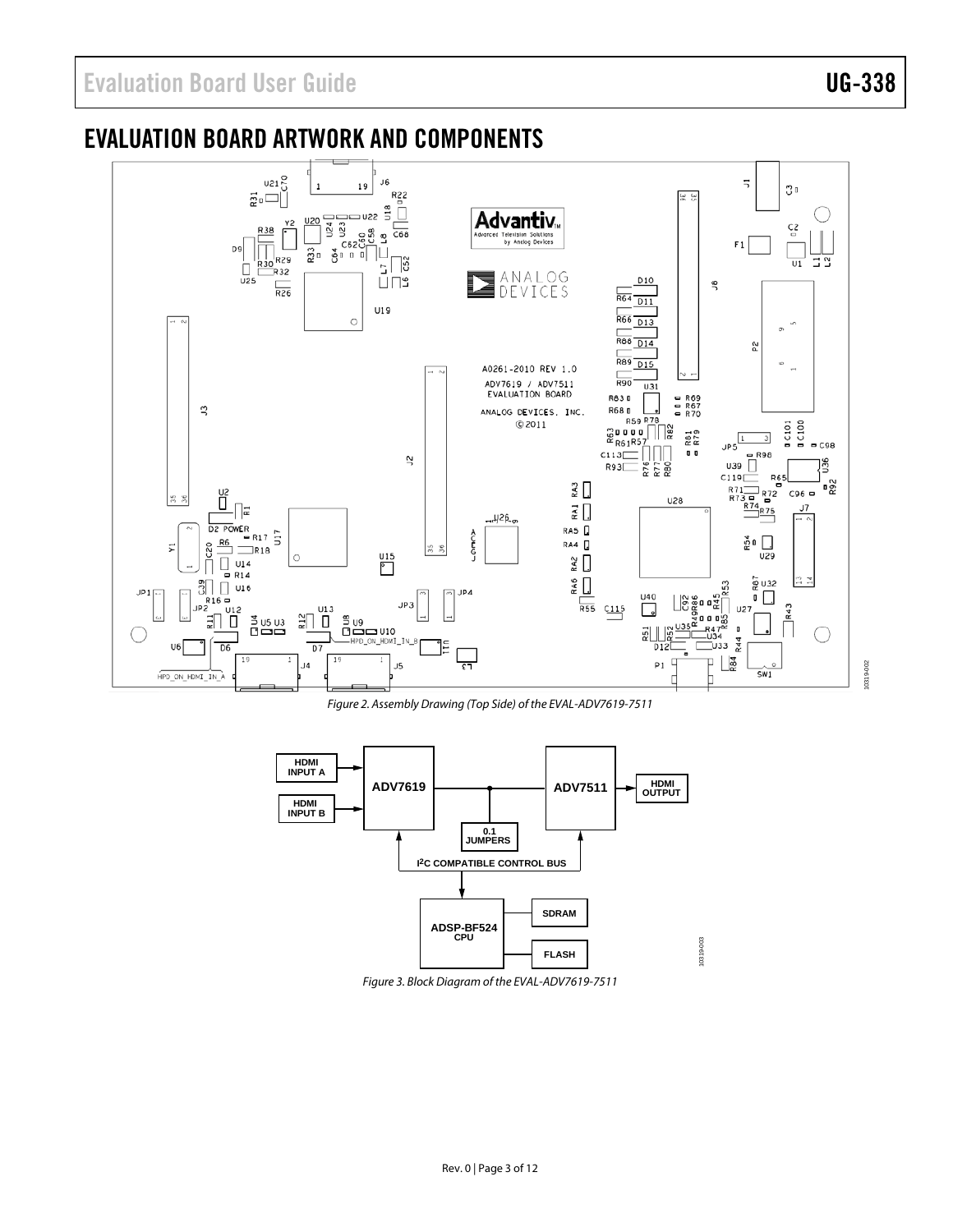# EVALUATION BOARD ARTWORK AND COMPONENTS

*Figure 2. Assembly Drawing (Top Side) of the EVAL-ADV7619-7511*

*Figure 3. Block Diagram of the EVAL-ADV7619-7511*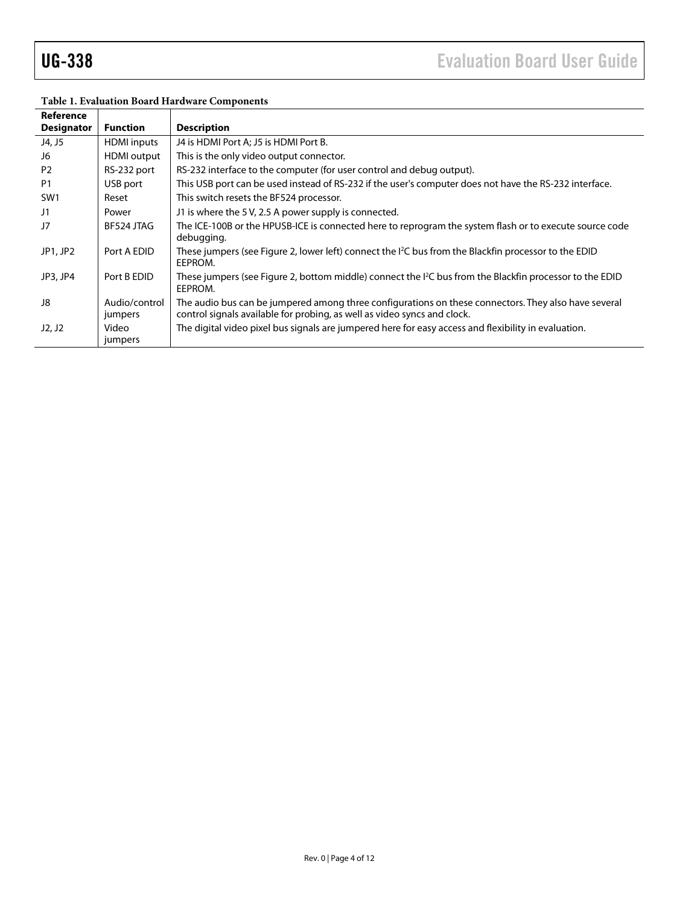**Table 1. Evaluation Board Hardware Components**

| Reference Designator | Function | Description |
| --- | --- | --- |
| J4, J5 | HDMI inputs | J4 is HDMI Port A; J5 is HDMI Port B. |
| J6 | HDMI output | This is the only video output connector. |
| P2 | RS-232 port | RS-232 interface to the computer (for user control and debug output). |
| P1 | USB port | This USB port can be used instead of RS-232 if the user's computer does not have the RS-232 interface. |
| SW1 | Reset | This switch resets the BF524 processor. |
| J1 | Power | J1 is where the 5 V, 2.5 A power supply is connected. |
| J7 | BF524 JTAG | The ICE-100B or the HPUSB-ICE is connected here to reprogram the system flash or to execute source code debugging. |
| JP1, JP2 | Port A EDID | These jumpers (see Figure 2, lower left) connect the $I^2C$ bus from the Blackfin processor to the EDID EEPROM. |
| JP3, JP4 | Port B EDID | These jumpers (see Figure 2, bottom middle) connect the $I^2C$ bus from the Blackfin processor to the EDID EEPROM. |
| J8 | Audio/control jumpers | The audio bus can be jumpered among three configurations on these connectors. They also have several control signals available for probing, as well as video syncs and clock. |
| J2, J2 | Video jumpers | The digital video pixel bus signals are jumpered here for easy access and flexibility in evaluation. |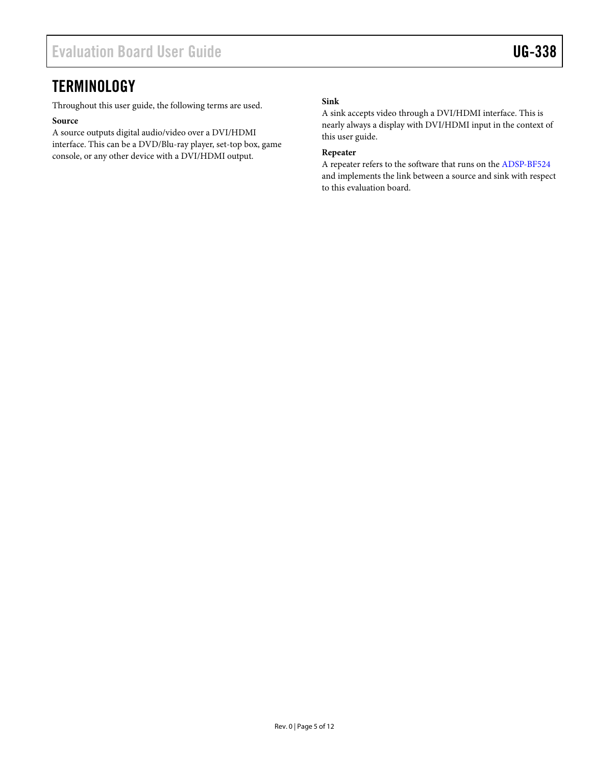## TERMINOLOGY

Throughout this user guide, the following terms are used.

**Source**

A source outputs digital audio/video over a DVI/HDMI interface. This can be a DVD/Blu-ray player, set-top box, game console, or any other device with a DVI/HDMI output.

**Sink**

A sink accepts video through a DVI/HDMI interface. This is nearly always a display with DVI/HDMI input in the context of this user guide.

**Repeater**

A repeater refers to the software that runs on the ADSP-BF524 and implements the link between a source and sink with respect to this evaluation board.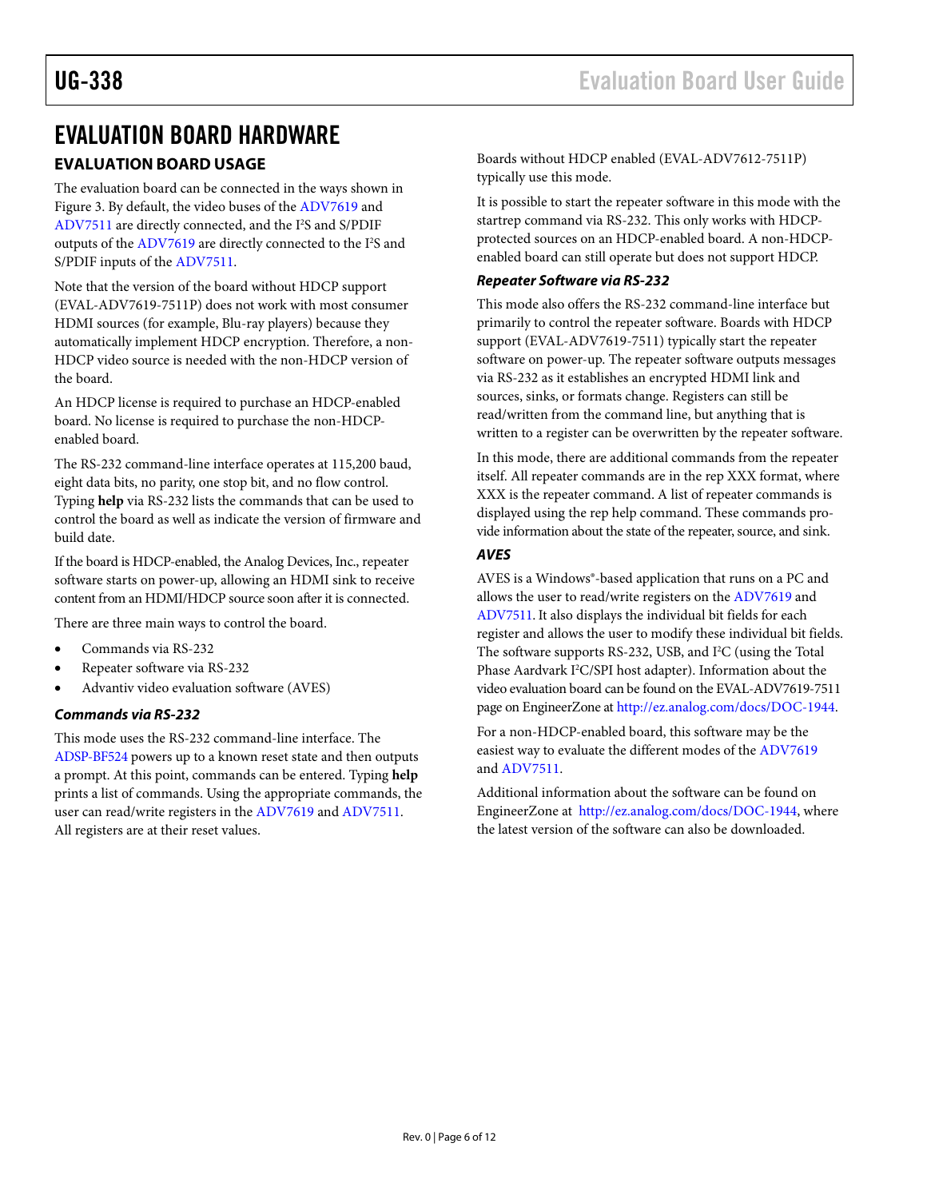# EVALUATION BOARD HARDWARE

## EVALUATION BOARD USAGE

The evaluation board can be connected in the ways shown in Figure 3. By default, the video buses of the ADV7619 and ADV7511 are directly connected, and the I²S and S/PDIF outputs of the ADV7619 are directly connected to the I²S and S/PDIF inputs of the ADV7511.

Note that the version of the board without HDCP support (EVAL-ADV7619-7511P) does not work with most consumer HDMI sources (for example, Blu-ray players) because they automatically implement HDCP encryption. Therefore, a non-HDCP video source is needed with the non-HDCP version of the board.

An HDCP license is required to purchase an HDCP-enabled board. No license is required to purchase the non-HDCP-enabled board.

The RS-232 command-line interface operates at 115,200 baud, eight data bits, no parity, one stop bit, and no flow control. Typing **help** via RS-232 lists the commands that can be used to control the board as well as indicate the version of firmware and build date.

If the board is HDCP-enabled, the Analog Devices, Inc., repeater software starts on power-up, allowing an HDMI sink to receive content from an HDMI/HDCP source soon after it is connected.

There are three main ways to control the board.

- Commands via RS-232
- Repeater software via RS-232
- Advantiv video evaluation software (AVES)

### *Commands via RS-232*

This mode uses the RS-232 command-line interface. The ADSP-BF524 powers up to a known reset state and then outputs a prompt. At this point, commands can be entered. Typing **help** prints a list of commands. Using the appropriate commands, the user can read/write registers in the ADV7619 and ADV7511. All registers are at their reset values.

Boards without HDCP enabled (EVAL-ADV7612-7511P) typically use this mode.

It is possible to start the repeater software in this mode with the startrep command via RS-232. This only works with HDCP-protected sources on an HDCP-enabled board. A non-HDCP-enabled board can still operate but does not support HDCP.

### *Repeater Software via RS-232*

This mode also offers the RS-232 command-line interface but primarily to control the repeater software. Boards with HDCP support (EVAL-ADV7619-7511) typically start the repeater software on power-up. The repeater software outputs messages via RS-232 as it establishes an encrypted HDMI link and sources, sinks, or formats change. Registers can still be read/written from the command line, but anything that is written to a register can be overwritten by the repeater software.

In this mode, there are additional commands from the repeater itself. All repeater commands are in the rep XXX format, where XXX is the repeater command. A list of repeater commands is displayed using the rep help command. These commands provide information about the state of the repeater, source, and sink.

### *AVES*

AVES is a Windows®-based application that runs on a PC and allows the user to read/write registers on the ADV7619 and ADV7511. It also displays the individual bit fields for each register and allows the user to modify these individual bit fields. The software supports RS-232, USB, and I²C (using the Total Phase Aardvark I²C/SPI host adapter). Information about the video evaluation board can be found on the EVAL-ADV7619-7511 page on EngineerZone at http://ez.analog.com/docs/DOC-1944.

For a non-HDCP-enabled board, this software may be the easiest way to evaluate the different modes of the ADV7619 and ADV7511.

Additional information about the software can be found on EngineerZone at http://ez.analog.com/docs/DOC-1944, where the latest version of the software can also be downloaded.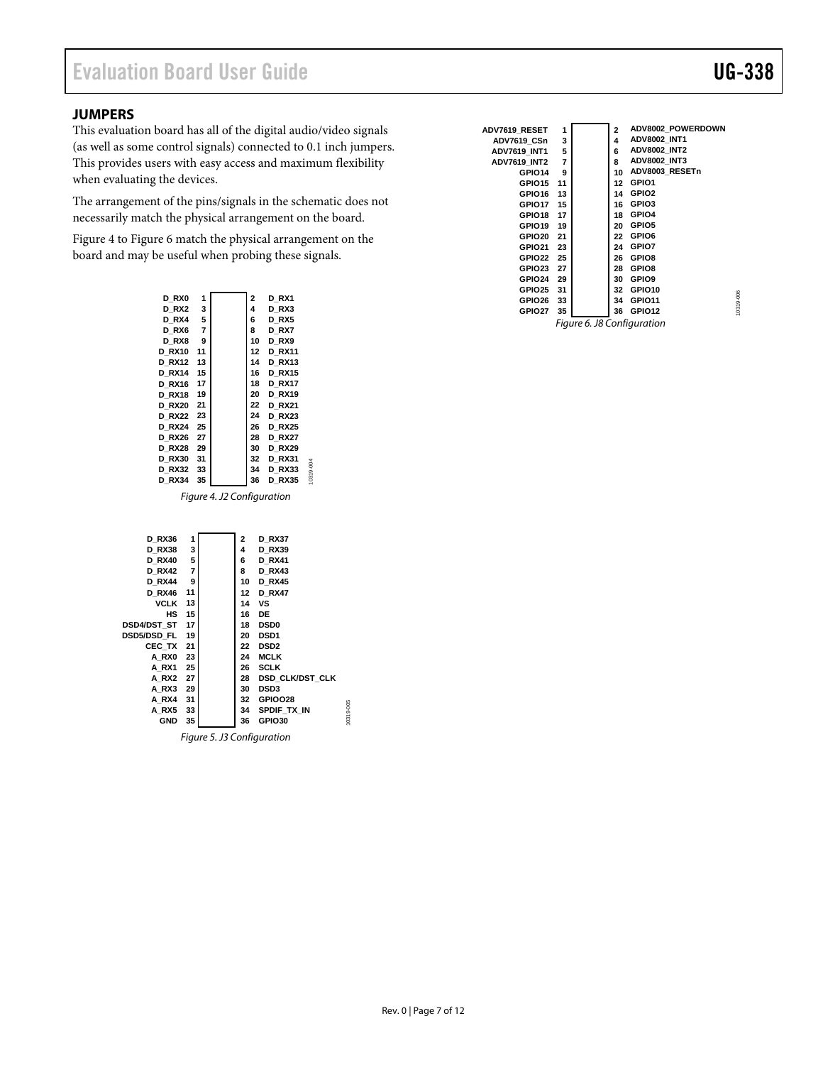## JUMPERS

This evaluation board has all of the digital audio/video signals (as well as some control signals) connected to 0.1 inch jumpers. This provides users with easy access and maximum flexibility when evaluating the devices.

The arrangement of the pins/signals in the schematic does not necessarily match the physical arrangement on the board.

Figure 4 to Figure 6 match the physical arrangement on the board and may be useful when probing these signals.

| Signal | Pin | Pin | Signal |
|---|---|---|---|
| D_RX0 | 1 | 2 | D_RX1 |
| D_RX2 | 3 | 4 | D_RX3 |
| D_RX4 | 5 | 6 | D_RX5 |
| D_RX6 | 7 | 8 | D_RX7 |
| D_RX8 | 9 | 10 | D_RX9 |
| D_RX10 | 11 | 12 | D_RX11 |
| D_RX12 | 13 | 14 | D_RX13 |
| D_RX14 | 15 | 16 | D_RX15 |
| D_RX16 | 17 | 18 | D_RX17 |
| D_RX18 | 19 | 20 | D_RX19 |
| D_RX20 | 21 | 22 | D_RX21 |
| D_RX22 | 23 | 24 | D_RX23 |
| D_RX24 | 25 | 26 | D_RX25 |
| D_RX26 | 27 | 28 | D_RX27 |
| D_RX28 | 29 | 30 | D_RX29 |
| D_RX30 | 31 | 32 | D_RX31 |
| D_RX32 | 33 | 34 | D_RX33 |
| D_RX34 | 35 | 36 | D_RX35 |

*Figure 4. J2 Configuration*

| Signal | Pin | Pin | Signal |
|---|---|---|---|
| D_RX36 | 1 | 2 | D_RX37 |
| D_RX38 | 3 | 4 | D_RX39 |
| D_RX40 | 5 | 6 | D_RX41 |
| D_RX42 | 7 | 8 | D_RX43 |
| D_RX44 | 9 | 10 | D_RX45 |
| D_RX46 | 11 | 12 | D_RX47 |
| VCLK | 13 | 14 | VS |
| HS | 15 | 16 | DE |
| DSD4/DST_ST | 17 | 18 | DSD0 |
| DSD5/DSD_FL | 19 | 20 | DSD1 |
| CEC_TX | 21 | 22 | DSD2 |
| A_RX0 | 23 | 24 | MCLK |
| A_RX1 | 25 | 26 | SCLK |
| A_RX2 | 27 | 28 | DSD_CLK/DST_CLK |
| A_RX3 | 29 | 30 | DSD3 |
| A_RX4 | 31 | 32 | GPIOO28 |
| A_RX5 | 33 | 34 | SPDIF_TX_IN |
| GND | 35 | 36 | GPIO30 |

*Figure 5. J3 Configuration*

| Signal | Pin | Pin | Signal |
|---|---|---|---|
| ADV7619_RESET | 1 | 2 | ADV8002_POWERDOWN |
| ADV7619_CSn | 3 | 4 | ADV8002_INT1 |
| ADV7619_INT1 | 5 | 6 | ADV8002_INT2 |
| ADV7619_INT2 | 7 | 8 | ADV8002_INT3 |
| GPIO14 | 9 | 10 | ADV8003_RESETn |
| GPIO15 | 11 | 12 | GPIO1 |
| GPIO16 | 13 | 14 | GPIO2 |
| GPIO17 | 15 | 16 | GPIO3 |
| GPIO18 | 17 | 18 | GPIO4 |
| GPIO19 | 19 | 20 | GPIO5 |
| GPIO20 | 21 | 22 | GPIO6 |
| GPIO21 | 23 | 24 | GPIO7 |
| GPIO22 | 25 | 26 | GPIO8 |
| GPIO23 | 27 | 28 | GPIO8 |
| GPIO24 | 29 | 30 | GPIO9 |
| GPIO25 | 31 | 32 | GPIO10 |
| GPIO26 | 33 | 34 | GPIO11 |
| GPIO27 | 35 | 36 | GPIO12 |

*Figure 6. J8 Configuration*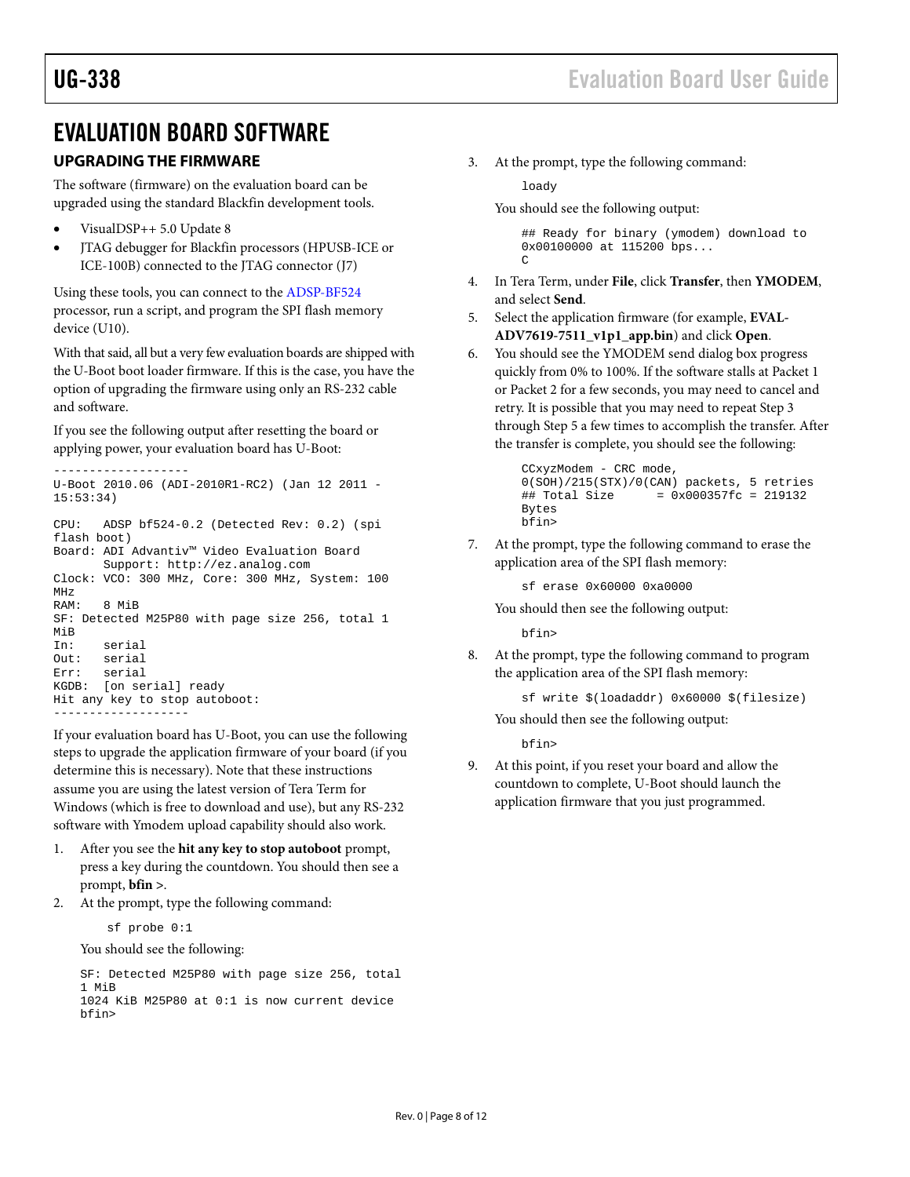# EVALUATION BOARD SOFTWARE

## UPGRADING THE FIRMWARE

The software (firmware) on the evaluation board can be upgraded using the standard Blackfin development tools.

- VisualDSP++ 5.0 Update 8
- JTAG debugger for Blackfin processors (HPUSB-ICE or ICE-100B) connected to the JTAG connector (J7)

Using these tools, you can connect to the ADSP-BF524 processor, run a script, and program the SPI flash memory device (U10).

With that said, all but a very few evaluation boards are shipped with the U-Boot boot loader firmware. If this is the case, you have the option of upgrading the firmware using only an RS-232 cable and software.

If you see the following output after resetting the board or applying power, your evaluation board has U-Boot:

```
-------------------
U-Boot 2010.06 (ADI-2010R1-RC2) (Jan 12 2011 -
15:53:34)

CPU:   ADSP bf524-0.2 (Detected Rev: 0.2) (spi
flash boot)
Board: ADI Advantiv™ Video Evaluation Board
       Support: http://ez.analog.com
Clock: VCO: 300 MHz, Core: 300 MHz, System: 100
MHz
RAM:   8 MiB
SF: Detected M25P80 with page size 256, total 1
MiB
In:    serial
Out:   serial
Err:   serial
KGDB:  [on serial] ready
Hit any key to stop autoboot:
-------------------
```

If your evaluation board has U-Boot, you can use the following steps to upgrade the application firmware of your board (if you determine this is necessary). Note that these instructions assume you are using the latest version of Tera Term for Windows (which is free to download and use), but any RS-232 software with Ymodem upload capability should also work.

1. After you see the **hit any key to stop autoboot** prompt, press a key during the countdown. You should then see a prompt, **bfin >**.
2. At the prompt, type the following command:

   ```
   sf probe 0:1
   ```

   You should see the following:

   ```
   SF: Detected M25P80 with page size 256, total
   1 MiB
   1024 KiB M25P80 at 0:1 is now current device
   bfin>
   ```

3. At the prompt, type the following command:

   ```
   loady
   ```

   You should see the following output:

   ```
   ## Ready for binary (ymodem) download to
   0x00100000 at 115200 bps...
   C
   ```

4. In Tera Term, under **File**, click **Transfer**, then **YMODEM**, and select **Send**.
5. Select the application firmware (for example, **EVAL-ADV7619-7511_v1p1_app.bin**) and click **Open**.
6. You should see the YMODEM send dialog box progress quickly from 0% to 100%. If the software stalls at Packet 1 or Packet 2 for a few seconds, you may need to cancel and retry. It is possible that you may need to repeat Step 3 through Step 5 a few times to accomplish the transfer. After the transfer is complete, you should see the following:

   ```
   CCxyzModem - CRC mode,
   0(SOH)/215(STX)/0(CAN) packets, 5 retries
   ## Total Size      = 0x000357fc = 219132
   Bytes
   bfin>
   ```

7. At the prompt, type the following command to erase the application area of the SPI flash memory:

   ```
   sf erase 0x60000 0xa0000
   ```

   You should then see the following output:

   ```
   bfin>
   ```

8. At the prompt, type the following command to program the application area of the SPI flash memory:

   ```
   sf write $(loadaddr) 0x60000 $(filesize)
   ```

   You should then see the following output:

   ```
   bfin>
   ```

9. At this point, if you reset your board and allow the countdown to complete, U-Boot should launch the application firmware that you just programmed.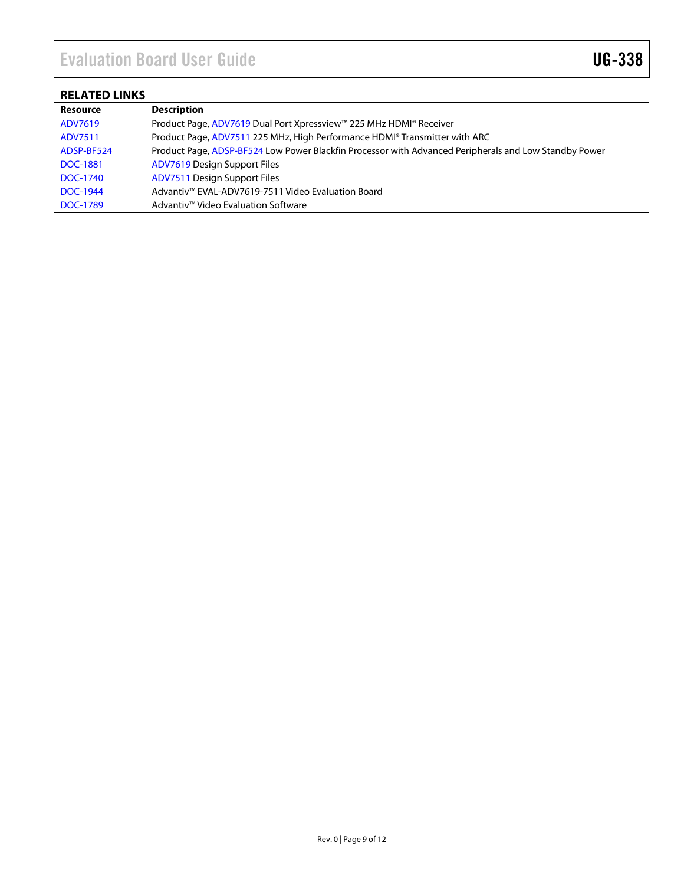## RELATED LINKS

| Resource | Description |
|---|---|
| ADV7619 | Product Page, ADV7619 Dual Port Xpressview™ 225 MHz HDMI® Receiver |
| ADV7511 | Product Page, ADV7511 225 MHz, High Performance HDMI® Transmitter with ARC |
| ADSP-BF524 | Product Page, ADSP-BF524 Low Power Blackfin Processor with Advanced Peripherals and Low Standby Power |
| DOC-1881 | ADV7619 Design Support Files |
| DOC-1740 | ADV7511 Design Support Files |
| DOC-1944 | Advantiv™ EVAL-ADV7619-7511 Video Evaluation Board |
| DOC-1789 | Advantiv™ Video Evaluation Software |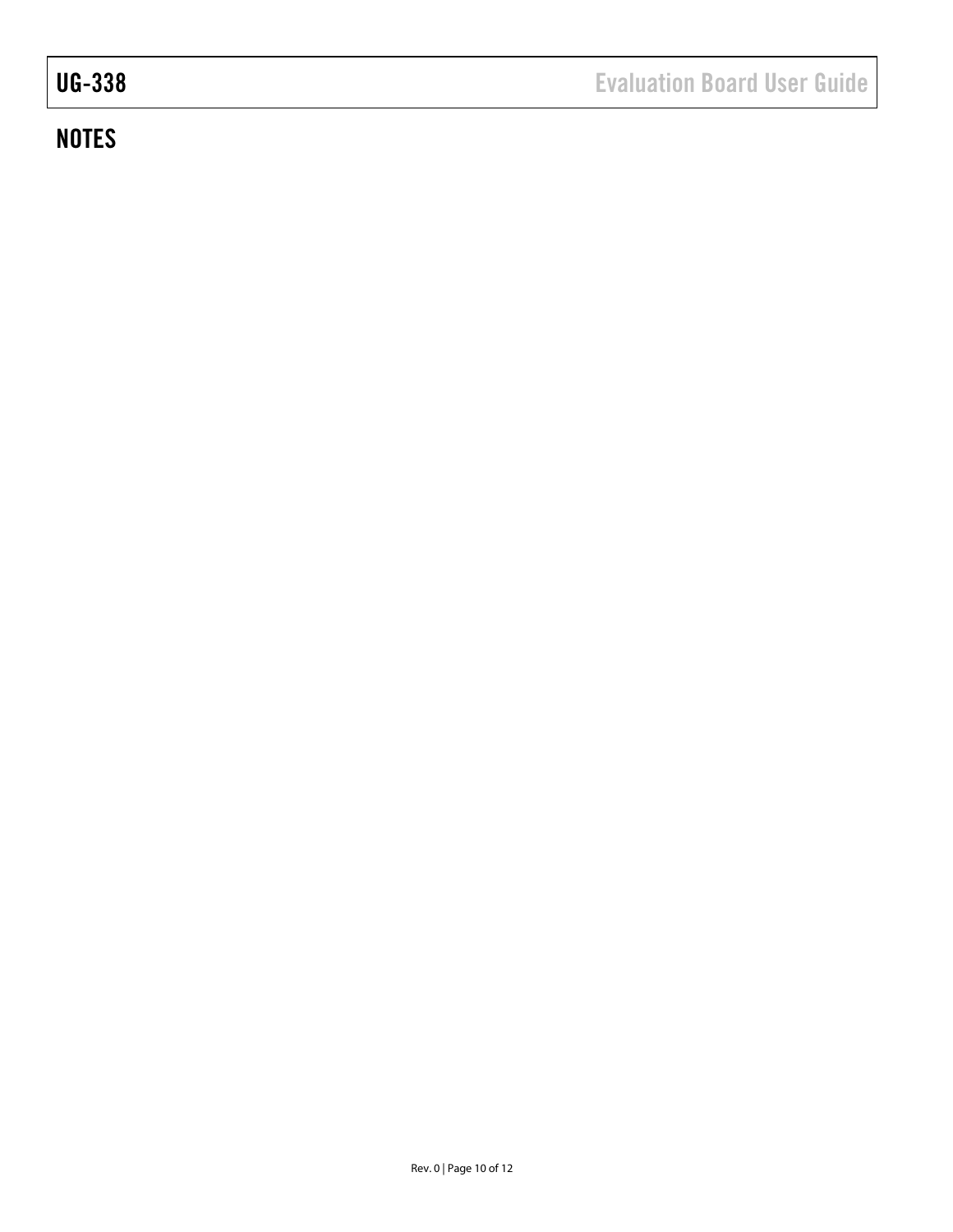## NOTES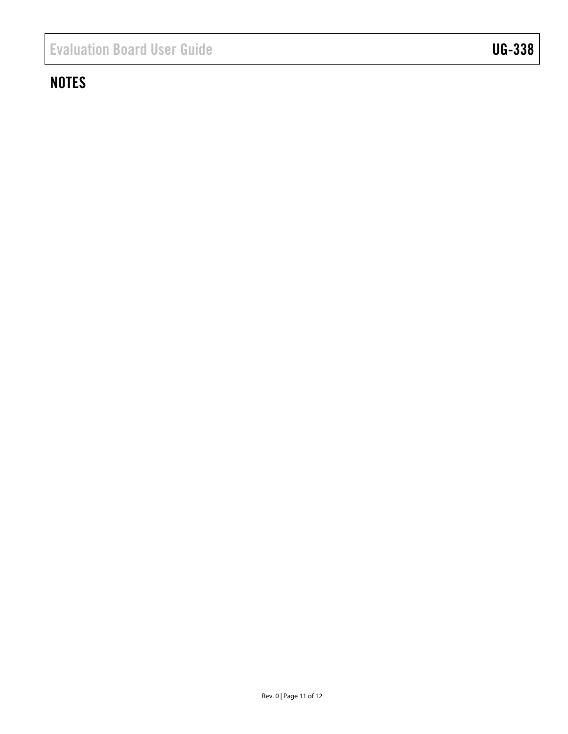## NOTES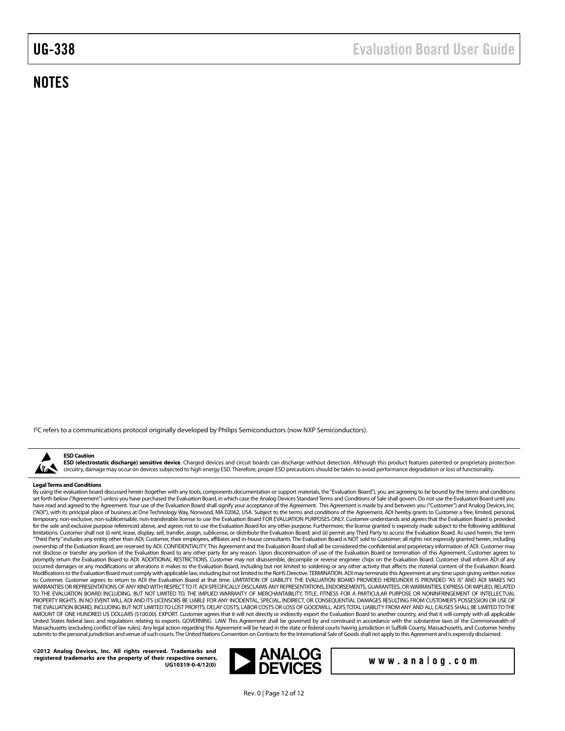## NOTES

I[2]C refers to a communications protocol originally developed by Philips Semiconductors (now NXP Semiconductors).

**ESD Caution**
**ESD (electrostatic discharge) sensitive device**. Charged devices and circuit boards can discharge without detection. Although this product features patented or proprietary protection circuitry, damage may occur on devices subjected to high energy ESD. Therefore, proper ESD precautions should be taken to avoid performance degradation or loss of functionality.

**Legal Terms and Conditions**
By using the evaluation board discussed herein (together with any tools, components documentation or support materials, the "Evaluation Board"), you are agreeing to be bound by the terms and conditions set forth below ("Agreement") unless you have purchased the Evaluation Board, in which case the Analog Devices Standard Terms and Conditions of Sale shall govern. Do not use the Evaluation Board until you have read and agreed to the Agreement. Your use of the Evaluation Board shall signify your acceptance of the Agreement. This Agreement is made by and between you ("Customer") and Analog Devices, Inc. ("ADI"), with its principal place of business at One Technology Way, Norwood, MA 02062, USA. Subject to the terms and conditions of the Agreement, ADI hereby grants to Customer a free, limited, personal, temporary, non-exclusive, non-sublicensable, non-transferable license to use the Evaluation Board FOR EVALUATION PURPOSES ONLY. Customer understands and agrees that the Evaluation Board is provided for the sole and exclusive purpose referenced above, and agrees not to use the Evaluation Board for any other purpose. Furthermore, the license granted is expressly made subject to the following additional limitations: Customer shall not (i) rent, lease, display, sell, transfer, assign, sublicense, or distribute the Evaluation Board; and (ii) permit any Third Party to access the Evaluation Board. As used herein, the term "Third Party" includes any entity other than ADI, Customer, their employees, affiliates and in-house consultants. The Evaluation Board is NOT sold to Customer; all rights not expressly granted herein, including ownership of the Evaluation Board, are reserved by ADI. CONFIDENTIALITY. This Agreement and the Evaluation Board shall all be considered the confidential and proprietary information of ADI. Customer may not disclose or transfer any portion of the Evaluation Board to any other party for any reason. Upon discontinuation of use of the Evaluation Board or termination of this Agreement, Customer agrees to promptly return the Evaluation Board to ADI. ADDITIONAL RESTRICTIONS. Customer may not disassemble, decompile or reverse engineer chips on the Evaluation Board. Customer shall inform ADI of any occurred damages or any modifications or alterations it makes to the Evaluation Board, including but not limited to soldering or any other activity that affects the material content of the Evaluation Board. Modifications to the Evaluation Board must comply with applicable law, including but not limited to the RoHS Directive. TERMINATION. ADI may terminate this Agreement at any time upon giving written notice to Customer. Customer agrees to return to ADI the Evaluation Board at that time. LIMITATION OF LIABILITY. THE EVALUATION BOARD PROVIDED HEREUNDER IS PROVIDED "AS IS" AND ADI MAKES NO WARRANTIES OR REPRESENTATIONS OF ANY KIND WITH RESPECT TO IT. ADI SPECIFICALLY DISCLAIMS ANY REPRESENTATIONS, ENDORSEMENTS, GUARANTEES, OR WARRANTIES, EXPRESS OR IMPLIED, RELATED TO THE EVALUATION BOARD INCLUDING, BUT NOT LIMITED TO, THE IMPLIED WARRANTY OF MERCHANTABILITY, TITLE, FITNESS FOR A PARTICULAR PURPOSE OR NONINFRINGEMENT OF INTELLECTUAL PROPERTY RIGHTS. IN NO EVENT WILL ADI AND ITS LICENSORS BE LIABLE FOR ANY INCIDENTAL, SPECIAL, INDIRECT, OR CONSEQUENTIAL DAMAGES RESULTING FROM CUSTOMER'S POSSESSION OR USE OF THE EVALUATION BOARD, INCLUDING BUT NOT LIMITED TO LOST PROFITS, DELAY COSTS, LABOR COSTS OR LOSS OF GOODWILL. ADI'S TOTAL LIABILITY FROM ANY AND ALL CAUSES SHALL BE LIMITED TO THE AMOUNT OF ONE HUNDRED US DOLLARS ($100.00). EXPORT. Customer agrees that it will not directly or indirectly export the Evaluation Board to another country, and that it will comply with all applicable United States federal laws and regulations relating to exports. GOVERNING LAW. This Agreement shall be governed by and construed in accordance with the substantive laws of the Commonwealth of Massachusetts (excluding conflict of law rules). Any legal action regarding this Agreement will be heard in the state or federal courts having jurisdiction in Suffolk County, Massachusetts, and Customer hereby submits to the personal jurisdiction and venue of such courts. The United Nations Convention on Contracts for the International Sale of Goods shall not apply to this Agreement and is expressly disclaimed.

**©2012 Analog Devices, Inc. All rights reserved. Trademarks and registered trademarks are the property of their respective owners.**
**UG10319-0-4/12(0)**

ANALOG DEVICES

www.analog.com